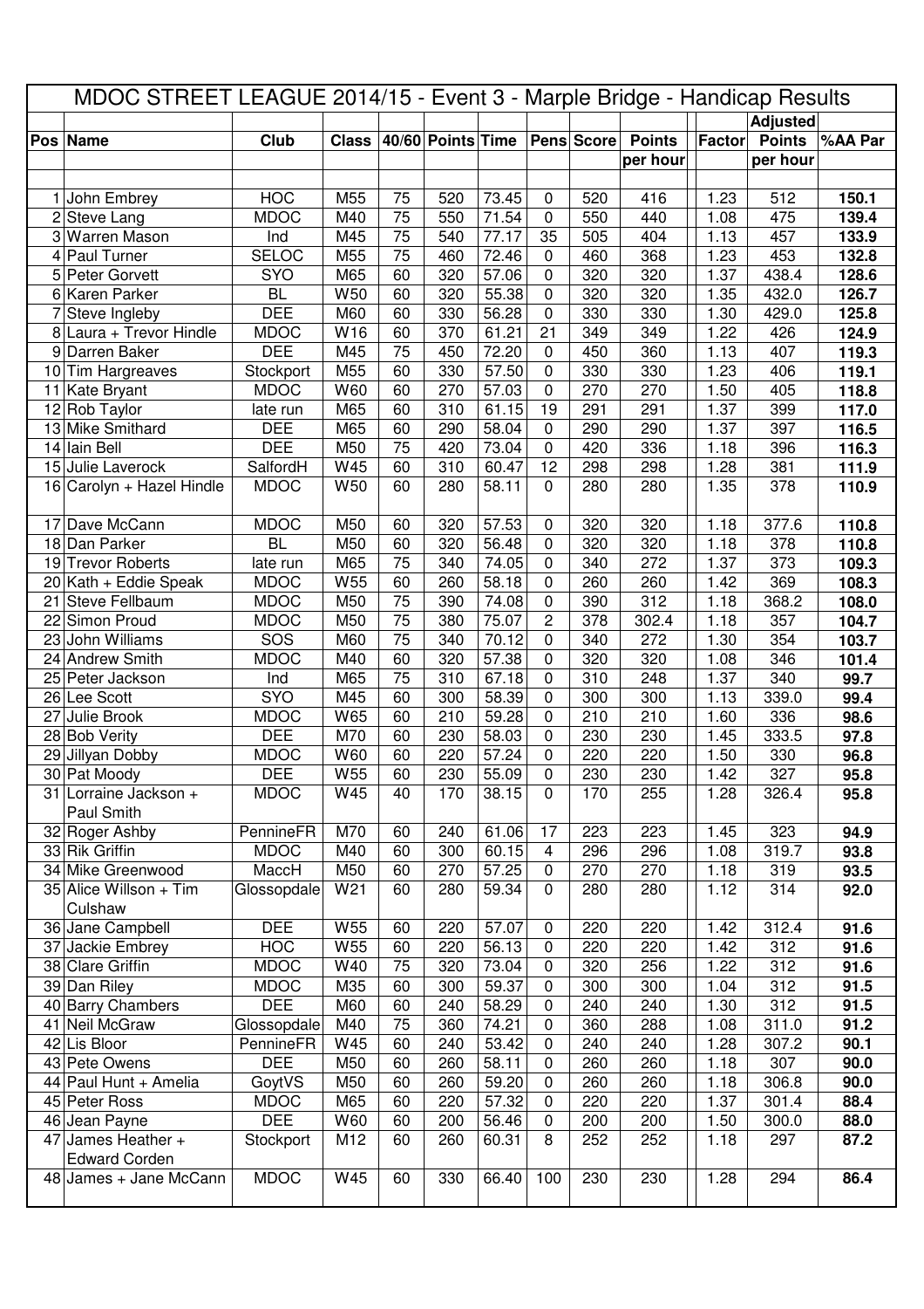# MDOC STREET LEAGUE 2014/15 - Event 3 - Marple Bridge - Handicap Results

| Pos | Name | Club | Class | 40/60 | Points | Time | Pens | Score | Points per hour | Factor | Adjusted Points per hour | %AA Par |
|---|---|---|---|---|---|---|---|---|---|---|---|---|
| 1 | John Embrey | HOC | M55 | 75 | 520 | 73.45 | 0 | 520 | 416 | 1.23 | 512 | **150.1** |
| 2 | Steve Lang | MDOC | M40 | 75 | 550 | 71.54 | 0 | 550 | 440 | 1.08 | 475 | **139.4** |
| 3 | Warren Mason | Ind | M45 | 75 | 540 | 77.17 | 35 | 505 | 404 | 1.13 | 457 | **133.9** |
| 4 | Paul Turner | SELOC | M55 | 75 | 460 | 72.46 | 0 | 460 | 368 | 1.23 | 453 | **132.8** |
| 5 | Peter Gorvett | SYO | M65 | 60 | 320 | 57.06 | 0 | 320 | 320 | 1.37 | 438.4 | **128.6** |
| 6 | Karen Parker | BL | W50 | 60 | 320 | 55.38 | 0 | 320 | 320 | 1.35 | 432.0 | **126.7** |
| 7 | Steve Ingleby | DEE | M60 | 60 | 330 | 56.28 | 0 | 330 | 330 | 1.30 | 429.0 | **125.8** |
| 8 | Laura + Trevor Hindle | MDOC | W16 | 60 | 370 | 61.21 | 21 | 349 | 349 | 1.22 | 426 | **124.9** |
| 9 | Darren Baker | DEE | M45 | 75 | 450 | 72.20 | 0 | 450 | 360 | 1.13 | 407 | **119.3** |
| 10 | Tim Hargreaves | Stockport | M55 | 60 | 330 | 57.50 | 0 | 330 | 330 | 1.23 | 406 | **119.1** |
| 11 | Kate Bryant | MDOC | W60 | 60 | 270 | 57.03 | 0 | 270 | 270 | 1.50 | 405 | **118.8** |
| 12 | Rob Taylor | late run | M65 | 60 | 310 | 61.15 | 19 | 291 | 291 | 1.37 | 399 | **117.0** |
| 13 | Mike Smithard | DEE | M65 | 60 | 290 | 58.04 | 0 | 290 | 290 | 1.37 | 397 | **116.5** |
| 14 | Iain Bell | DEE | M50 | 75 | 420 | 73.04 | 0 | 420 | 336 | 1.18 | 396 | **116.3** |
| 15 | Julie Laverock | SalfordH | W45 | 60 | 310 | 60.47 | 12 | 298 | 298 | 1.28 | 381 | **111.9** |
| 16 | Carolyn + Hazel Hindle | MDOC | W50 | 60 | 280 | 58.11 | 0 | 280 | 280 | 1.35 | 378 | **110.9** |
| 17 | Dave McCann | MDOC | M50 | 60 | 320 | 57.53 | 0 | 320 | 320 | 1.18 | 377.6 | **110.8** |
| 18 | Dan Parker | BL | M50 | 60 | 320 | 56.48 | 0 | 320 | 320 | 1.18 | 378 | **110.8** |
| 19 | Trevor Roberts | late run | M65 | 75 | 340 | 74.05 | 0 | 340 | 272 | 1.37 | 373 | **109.3** |
| 20 | Kath + Eddie Speak | MDOC | W55 | 60 | 260 | 58.18 | 0 | 260 | 260 | 1.42 | 369 | **108.3** |
| 21 | Steve Fellbaum | MDOC | M50 | 75 | 390 | 74.08 | 0 | 390 | 312 | 1.18 | 368.2 | **108.0** |
| 22 | Simon Proud | MDOC | M50 | 75 | 380 | 75.07 | 2 | 378 | 302.4 | 1.18 | 357 | **104.7** |
| 23 | John Williams | SOS | M60 | 75 | 340 | 70.12 | 0 | 340 | 272 | 1.30 | 354 | **103.7** |
| 24 | Andrew Smith | MDOC | M40 | 60 | 320 | 57.38 | 0 | 320 | 320 | 1.08 | 346 | **101.4** |
| 25 | Peter Jackson | Ind | M65 | 75 | 310 | 67.18 | 0 | 310 | 248 | 1.37 | 340 | **99.7** |
| 26 | Lee Scott | SYO | M45 | 60 | 300 | 58.39 | 0 | 300 | 300 | 1.13 | 339.0 | **99.4** |
| 27 | Julie Brook | MDOC | W65 | 60 | 210 | 59.28 | 0 | 210 | 210 | 1.60 | 336 | **98.6** |
| 28 | Bob Verity | DEE | M70 | 60 | 230 | 58.03 | 0 | 230 | 230 | 1.45 | 333.5 | **97.8** |
| 29 | Jillyan Dobby | MDOC | W60 | 60 | 220 | 57.24 | 0 | 220 | 220 | 1.50 | 330 | **96.8** |
| 30 | Pat Moody | DEE | W55 | 60 | 230 | 55.09 | 0 | 230 | 230 | 1.42 | 327 | **95.8** |
| 31 | Lorraine Jackson + Paul Smith | MDOC | W45 | 40 | 170 | 38.15 | 0 | 170 | 255 | 1.28 | 326.4 | **95.8** |
| 32 | Roger Ashby | PennineFR | M70 | 60 | 240 | 61.06 | 17 | 223 | 223 | 1.45 | 323 | **94.9** |
| 33 | Rik Griffin | MDOC | M40 | 60 | 300 | 60.15 | 4 | 296 | 296 | 1.08 | 319.7 | **93.8** |
| 34 | Mike Greenwood | MaccH | M50 | 60 | 270 | 57.25 | 0 | 270 | 270 | 1.18 | 319 | **93.5** |
| 35 | Alice Willson + Tim Culshaw | Glossopdale | W21 | 60 | 280 | 59.34 | 0 | 280 | 280 | 1.12 | 314 | **92.0** |
| 36 | Jane Campbell | DEE | W55 | 60 | 220 | 57.07 | 0 | 220 | 220 | 1.42 | 312.4 | **91.6** |
| 37 | Jackie Embrey | HOC | W55 | 60 | 220 | 56.13 | 0 | 220 | 220 | 1.42 | 312 | **91.6** |
| 38 | Clare Griffin | MDOC | W40 | 75 | 320 | 73.04 | 0 | 320 | 256 | 1.22 | 312 | **91.6** |
| 39 | Dan Riley | MDOC | M35 | 60 | 300 | 59.37 | 0 | 300 | 300 | 1.04 | 312 | **91.5** |
| 40 | Barry Chambers | DEE | M60 | 60 | 240 | 58.29 | 0 | 240 | 240 | 1.30 | 312 | **91.5** |
| 41 | Neil McGraw | Glossopdale | M40 | 75 | 360 | 74.21 | 0 | 360 | 288 | 1.08 | 311.0 | **91.2** |
| 42 | Lis Bloor | PennineFR | W45 | 60 | 240 | 53.42 | 0 | 240 | 240 | 1.28 | 307.2 | **90.1** |
| 43 | Pete Owens | DEE | M50 | 60 | 260 | 58.11 | 0 | 260 | 260 | 1.18 | 307 | **90.0** |
| 44 | Paul Hunt + Amelia | GoytVS | M50 | 60 | 260 | 59.20 | 0 | 260 | 260 | 1.18 | 306.8 | **90.0** |
| 45 | Peter Ross | MDOC | M65 | 60 | 220 | 57.32 | 0 | 220 | 220 | 1.37 | 301.4 | **88.4** |
| 46 | Jean Payne | DEE | W60 | 60 | 200 | 56.46 | 0 | 200 | 200 | 1.50 | 300.0 | **88.0** |
| 47 | James Heather + Edward Corden | Stockport | M12 | 60 | 260 | 60.31 | 8 | 252 | 252 | 1.18 | 297 | **87.2** |
| 48 | James + Jane McCann | MDOC | W45 | 60 | 330 | 66.40 | 100 | 230 | 230 | 1.28 | 294 | **86.4** |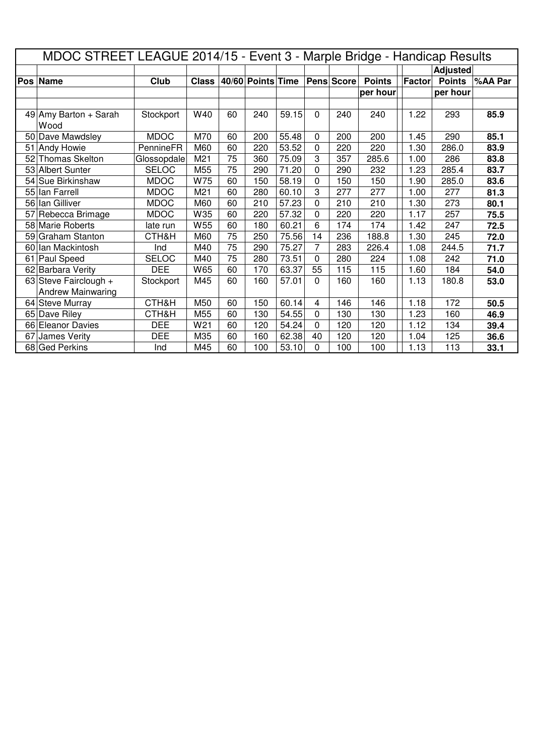# MDOC STREET LEAGUE 2014/15 - Event 3 - Marple Bridge - Handicap Results

| Pos | Name | Club | Class | 40/60 | Points | Time | Pens | Score | Points per hour | Factor | Adjusted Points per hour | %AA Par |
|---|---|---|---|---|---|---|---|---|---|---|---|---|
| 49 | Amy Barton + Sarah Wood | Stockport | W40 | 60 | 240 | 59.15 | 0 | 240 | 240 | 1.22 | 293 | **85.9** |
| 50 | Dave Mawdsley | MDOC | M70 | 60 | 200 | 55.48 | 0 | 200 | 200 | 1.45 | 290 | **85.1** |
| 51 | Andy Howie | PennineFR | M60 | 60 | 220 | 53.52 | 0 | 220 | 220 | 1.30 | 286.0 | **83.9** |
| 52 | Thomas Skelton | Glossopdale | M21 | 75 | 360 | 75.09 | 3 | 357 | 285.6 | 1.00 | 286 | **83.8** |
| 53 | Albert Sunter | SELOC | M55 | 75 | 290 | 71.20 | 0 | 290 | 232 | 1.23 | 285.4 | **83.7** |
| 54 | Sue Birkinshaw | MDOC | W75 | 60 | 150 | 58.19 | 0 | 150 | 150 | 1.90 | 285.0 | **83.6** |
| 55 | Ian Farrell | MDOC | M21 | 60 | 280 | 60.10 | 3 | 277 | 277 | 1.00 | 277 | **81.3** |
| 56 | Ian Gilliver | MDOC | M60 | 60 | 210 | 57.23 | 0 | 210 | 210 | 1.30 | 273 | **80.1** |
| 57 | Rebecca Brimage | MDOC | W35 | 60 | 220 | 57.32 | 0 | 220 | 220 | 1.17 | 257 | **75.5** |
| 58 | Marie Roberts | late run | W55 | 60 | 180 | 60.21 | 6 | 174 | 174 | 1.42 | 247 | **72.5** |
| 59 | Graham Stanton | CTH&H | M60 | 75 | 250 | 75.56 | 14 | 236 | 188.8 | 1.30 | 245 | **72.0** |
| 60 | Ian Mackintosh | Ind | M40 | 75 | 290 | 75.27 | 7 | 283 | 226.4 | 1.08 | 244.5 | **71.7** |
| 61 | Paul Speed | SELOC | M40 | 75 | 280 | 73.51 | 0 | 280 | 224 | 1.08 | 242 | **71.0** |
| 62 | Barbara Verity | DEE | W65 | 60 | 170 | 63.37 | 55 | 115 | 115 | 1.60 | 184 | **54.0** |
| 63 | Steve Fairclough + Andrew Mainwaring | Stockport | M45 | 60 | 160 | 57.01 | 0 | 160 | 160 | 1.13 | 180.8 | **53.0** |
| 64 | Steve Murray | CTH&H | M50 | 60 | 150 | 60.14 | 4 | 146 | 146 | 1.18 | 172 | **50.5** |
| 65 | Dave Riley | CTH&H | M55 | 60 | 130 | 54.55 | 0 | 130 | 130 | 1.23 | 160 | **46.9** |
| 66 | Eleanor Davies | DEE | W21 | 60 | 120 | 54.24 | 0 | 120 | 120 | 1.12 | 134 | **39.4** |
| 67 | James Verity | DEE | M35 | 60 | 160 | 62.38 | 40 | 120 | 120 | 1.04 | 125 | **36.6** |
| 68 | Ged Perkins | Ind | M45 | 60 | 100 | 53.10 | 0 | 100 | 100 | 1.13 | 113 | **33.1** |